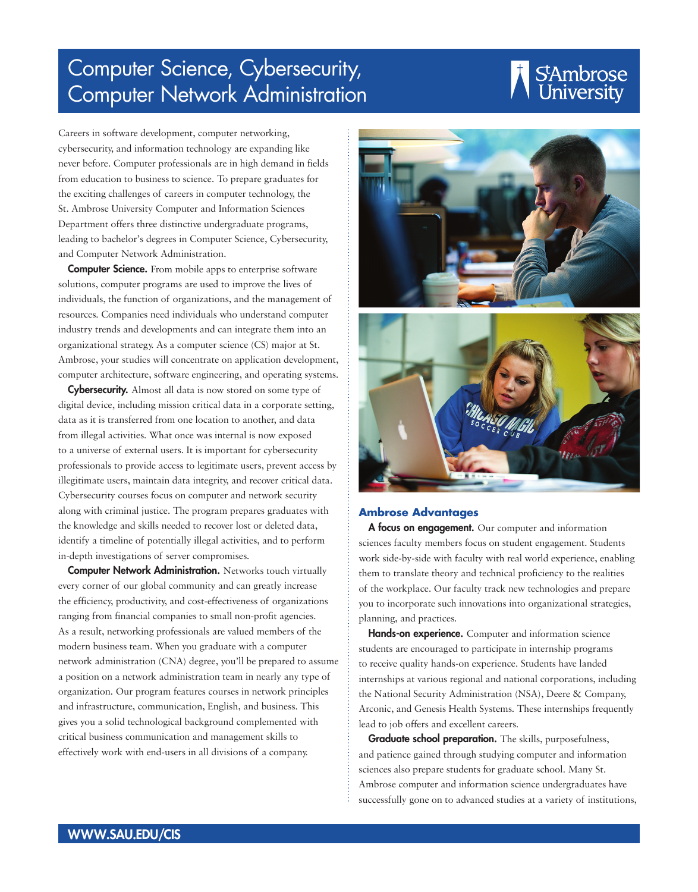# Computer Science, Cybersecurity, Computer Network Administration

St. Ambrose University

Careers in software development, computer networking, cybersecurity, and information technology are expanding like never before. Computer professionals are in high demand in fields from education to business to science. To prepare graduates for the exciting challenges of careers in computer technology, the St. Ambrose University Computer and Information Sciences Department offers three distinctive undergraduate programs, leading to bachelor's degrees in Computer Science, Cybersecurity, and Computer Network Administration.

**Computer Science.** From mobile apps to enterprise software solutions, computer programs are used to improve the lives of individuals, the function of organizations, and the management of resources. Companies need individuals who understand computer industry trends and developments and can integrate them into an organizational strategy. As a computer science (CS) major at St. Ambrose, your studies will concentrate on application development, computer architecture, software engineering, and operating systems.

**Cybersecurity.** Almost all data is now stored on some type of digital device, including mission critical data in a corporate setting, data as it is transferred from one location to another, and data from illegal activities. What once was internal is now exposed to a universe of external users. It is important for cybersecurity professionals to provide access to legitimate users, prevent access by illegitimate users, maintain data integrity, and recover critical data. Cybersecurity courses focus on computer and network security along with criminal justice. The program prepares graduates with the knowledge and skills needed to recover lost or deleted data, identify a timeline of potentially illegal activities, and to perform in-depth investigations of server compromises.

**Computer Network Administration.** Networks touch virtually every corner of our global community and can greatly increase the efficiency, productivity, and cost-effectiveness of organizations ranging from financial companies to small non-profit agencies. As a result, networking professionals are valued members of the modern business team. When you graduate with a computer network administration (CNA) degree, you'll be prepared to assume a position on a network administration team in nearly any type of organization. Our program features courses in network principles and infrastructure, communication, English, and business. This gives you a solid technological background complemented with critical business communication and management skills to effectively work with end-users in all divisions of a company.

## Ambrose Advantages

**A focus on engagement.** Our computer and information sciences faculty members focus on student engagement. Students work side-by-side with faculty with real world experience, enabling them to translate theory and technical proficiency to the realities of the workplace. Our faculty track new technologies and prepare you to incorporate such innovations into organizational strategies, planning, and practices.

**Hands-on experience.** Computer and information science students are encouraged to participate in internship programs to receive quality hands-on experience. Students have landed internships at various regional and national corporations, including the National Security Administration (NSA), Deere & Company, Arconic, and Genesis Health Systems. These internships frequently lead to job offers and excellent careers.

**Graduate school preparation.** The skills, purposefulness, and patience gained through studying computer and information sciences also prepare students for graduate school. Many St. Ambrose computer and information science undergraduates have successfully gone on to advanced studies at a variety of institutions,

WWW.SAU.EDU/CIS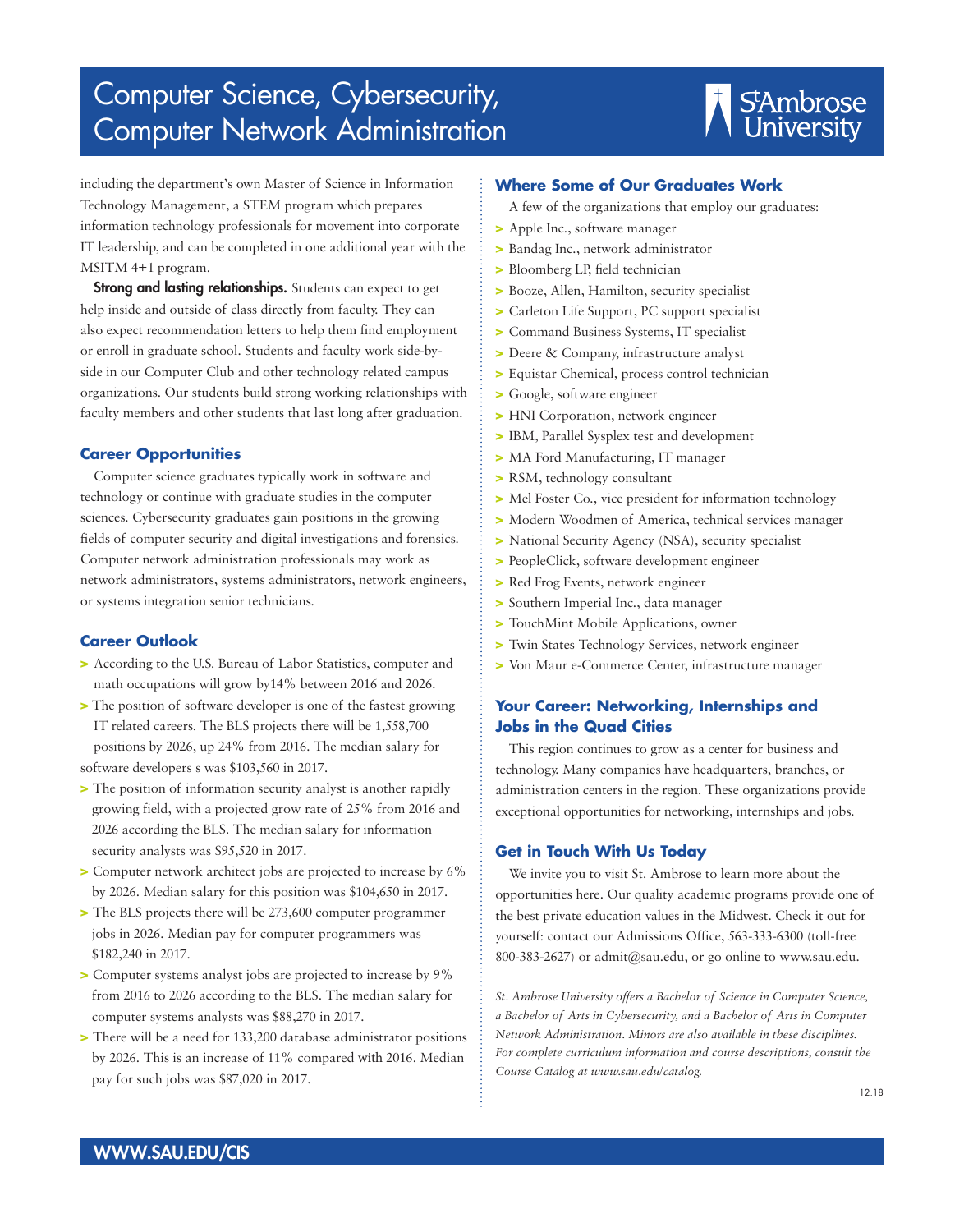# Computer Science, Cybersecurity, Computer Network Administration

including the department's own Master of Science in Information Technology Management, a STEM program which prepares information technology professionals for movement into corporate IT leadership, and can be completed in one additional year with the MSITM 4+1 program.

**Strong and lasting relationships.** Students can expect to get help inside and outside of class directly from faculty. They can also expect recommendation letters to help them find employment or enroll in graduate school. Students and faculty work side-by-side in our Computer Club and other technology related campus organizations. Our students build strong working relationships with faculty members and other students that last long after graduation.

## Career Opportunities

Computer science graduates typically work in software and technology or continue with graduate studies in the computer sciences. Cybersecurity graduates gain positions in the growing fields of computer security and digital investigations and forensics. Computer network administration professionals may work as network administrators, systems administrators, network engineers, or systems integration senior technicians.

## Career Outlook

- According to the U.S. Bureau of Labor Statistics, computer and math occupations will grow by14% between 2016 and 2026.
- The position of software developer is one of the fastest growing IT related careers. The BLS projects there will be 1,558,700 positions by 2026, up 24% from 2016. The median salary for software developers s was $103,560 in 2017.
- The position of information security analyst is another rapidly growing field, with a projected grow rate of 25% from 2016 and 2026 according the BLS. The median salary for information security analysts was $95,520 in 2017.
- Computer network architect jobs are projected to increase by 6% by 2026. Median salary for this position was $104,650 in 2017.
- The BLS projects there will be 273,600 computer programmer jobs in 2026. Median pay for computer programmers was $182,240 in 2017.
- Computer systems analyst jobs are projected to increase by 9% from 2016 to 2026 according to the BLS. The median salary for computer systems analysts was $88,270 in 2017.
- There will be a need for 133,200 database administrator positions by 2026. This is an increase of 11% compared with 2016. Median pay for such jobs was $87,020 in 2017.

## Where Some of Our Graduates Work

A few of the organizations that employ our graduates:

- Apple Inc., software manager
- Bandag Inc., network administrator
- Bloomberg LP, field technician
- Booze, Allen, Hamilton, security specialist
- Carleton Life Support, PC support specialist
- Command Business Systems, IT specialist
- Deere & Company, infrastructure analyst
- Equistar Chemical, process control technician
- Google, software engineer
- HNI Corporation, network engineer
- IBM, Parallel Sysplex test and development
- MA Ford Manufacturing, IT manager
- RSM, technology consultant
- Mel Foster Co., vice president for information technology
- Modern Woodmen of America, technical services manager
- National Security Agency (NSA), security specialist
- PeopleClick, software development engineer
- Red Frog Events, network engineer
- Southern Imperial Inc., data manager
- TouchMint Mobile Applications, owner
- Twin States Technology Services, network engineer
- Von Maur e-Commerce Center, infrastructure manager

## Your Career: Networking, Internships and Jobs in the Quad Cities

This region continues to grow as a center for business and technology. Many companies have headquarters, branches, or administration centers in the region. These organizations provide exceptional opportunities for networking, internships and jobs.

## Get in Touch With Us Today

We invite you to visit St. Ambrose to learn more about the opportunities here. Our quality academic programs provide one of the best private education values in the Midwest. Check it out for yourself: contact our Admissions Office, 563-333-6300 (toll-free 800-383-2627) or admit@sau.edu, or go online to www.sau.edu.

*St. Ambrose University offers a Bachelor of Science in Computer Science, a Bachelor of Arts in Cybersecurity, and a Bachelor of Arts in Computer Network Administration. Minors are also available in these disciplines. For complete curriculum information and course descriptions, consult the Course Catalog at www.sau.edu/catalog.*

12.18

**WWW.SAU.EDU/CIS**